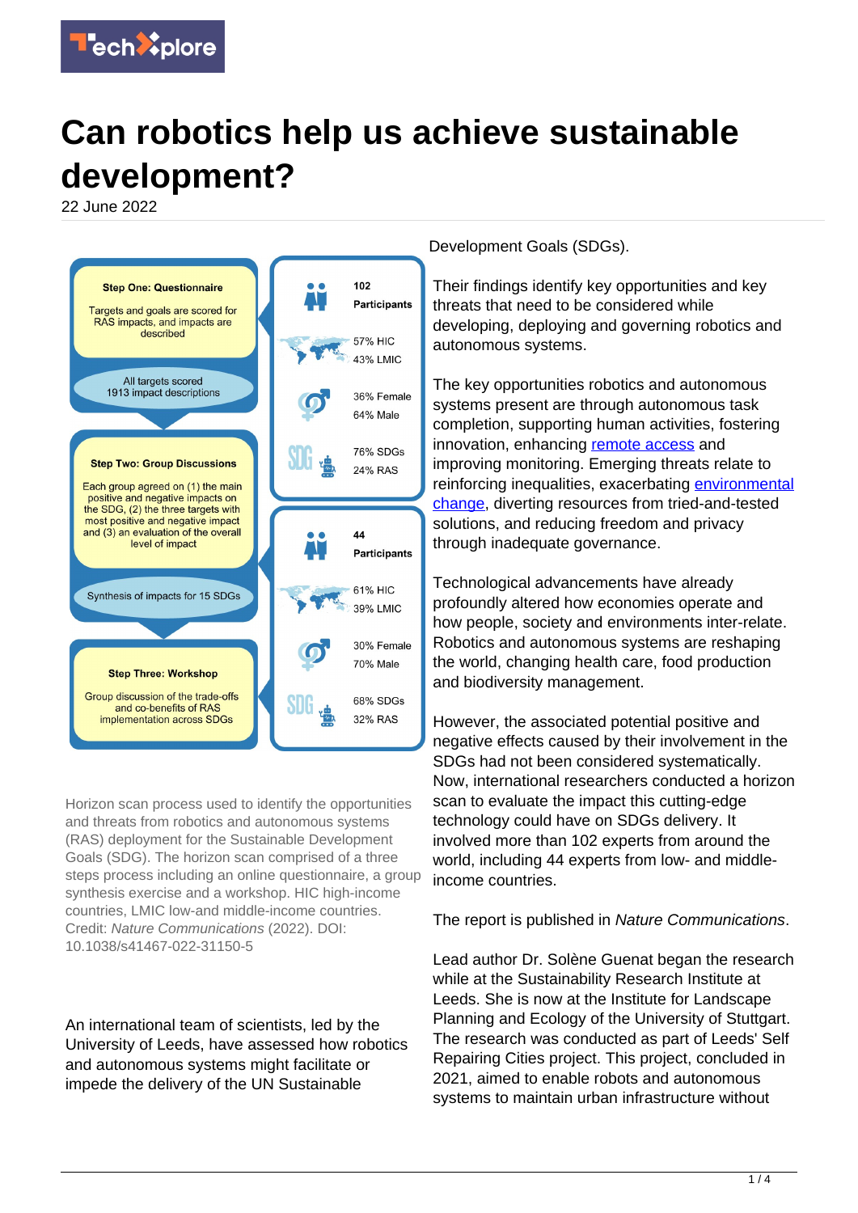# Can robotics help us achieve sustainable development?

22 June 2022

**Step One: Questionnaire**

Targets and goals are scored for RAS impacts, and impacts are described

All targets scored
1913 impact descriptions

**Step Two: Group Discussions**

Each group agreed on (1) the main positive and negative impacts on the SDG, (2) the three targets with most positive and negative impact and (3) an evaluation of the overall level of impact

Synthesis of impacts for 15 SDGs

**Step Three: Workshop**

Group discussion of the trade-offs and co-benefits of RAS implementation across SDGs

102 Participants
57% HIC
43% LMIC
36% Female
64% Male
76% SDGs
24% RAS

44 Participants
61% HIC
39% LMIC
30% Female
70% Male
68% SDGs
32% RAS

Horizon scan process used to identify the opportunities and threats from robotics and autonomous systems (RAS) deployment for the Sustainable Development Goals (SDG). The horizon scan comprised of a three steps process including an online questionnaire, a group synthesis exercise and a workshop. HIC high-income countries, LMIC low-and middle-income countries. Credit: *Nature Communications* (2022). DOI: 10.1038/s41467-022-31150-5

An international team of scientists, led by the University of Leeds, have assessed how robotics and autonomous systems might facilitate or impede the delivery of the UN Sustainable Development Goals (SDGs).

Their findings identify key opportunities and key threats that need to be considered while developing, deploying and governing robotics and autonomous systems.

The key opportunities robotics and autonomous systems present are through autonomous task completion, supporting human activities, fostering innovation, enhancing remote access and improving monitoring. Emerging threats relate to reinforcing inequalities, exacerbating environmental change, diverting resources from tried-and-tested solutions, and reducing freedom and privacy through inadequate governance.

Technological advancements have already profoundly altered how economies operate and how people, society and environments inter-relate. Robotics and autonomous systems are reshaping the world, changing health care, food production and biodiversity management.

However, the associated potential positive and negative effects caused by their involvement in the SDGs had not been considered systematically. Now, international researchers conducted a horizon scan to evaluate the impact this cutting-edge technology could have on SDGs delivery. It involved more than 102 experts from around the world, including 44 experts from low- and middle-income countries.

The report is published in *Nature Communications*.

Lead author Dr. Solène Guenat began the research while at the Sustainability Research Institute at Leeds. She is now at the Institute for Landscape Planning and Ecology of the University of Stuttgart. The research was conducted as part of Leeds' Self Repairing Cities project. This project, concluded in 2021, aimed to enable robots and autonomous systems to maintain urban infrastructure without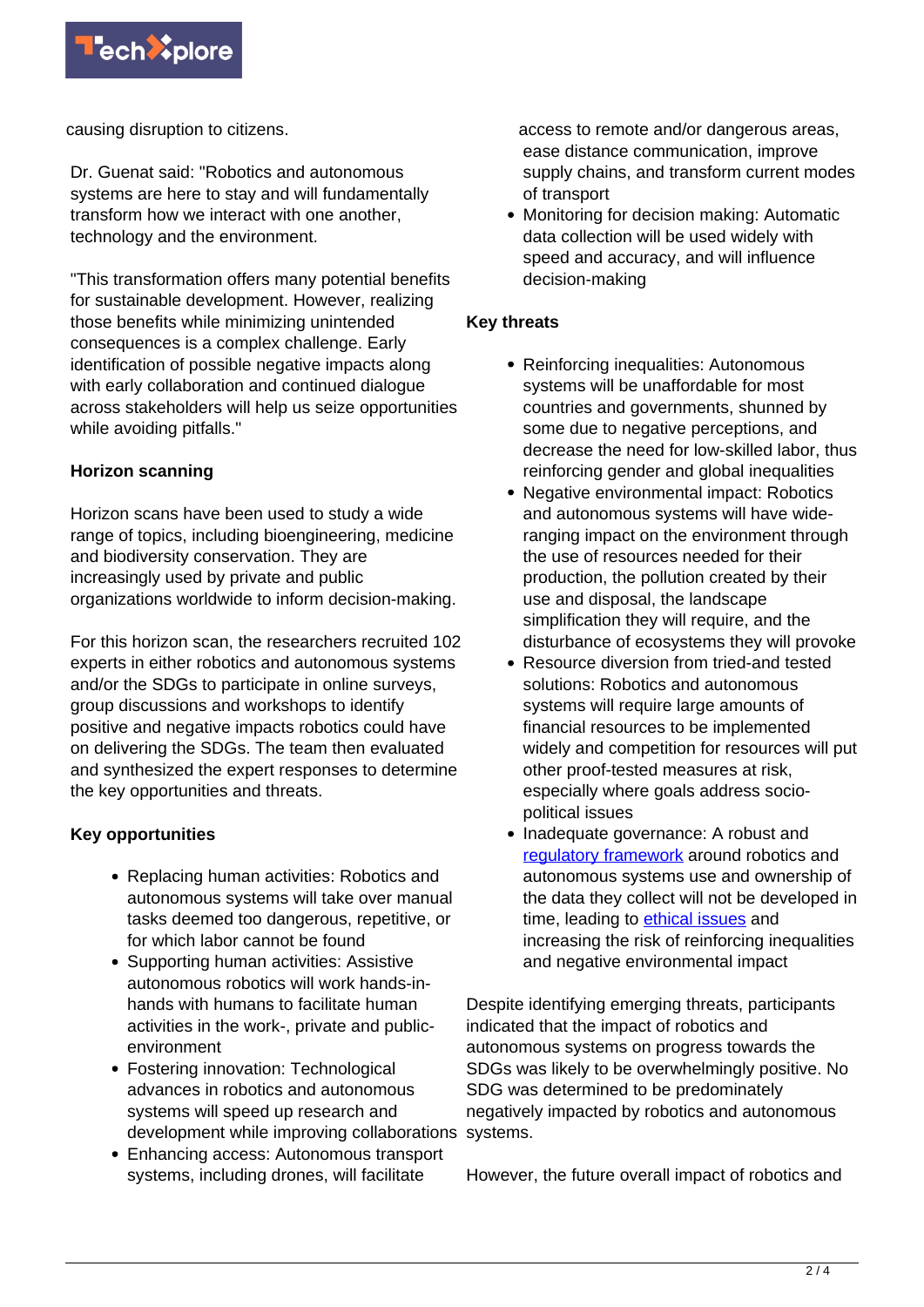causing disruption to citizens.

Dr. Guenat said: "Robotics and autonomous systems are here to stay and will fundamentally transform how we interact with one another, technology and the environment.

"This transformation offers many potential benefits for sustainable development. However, realizing those benefits while minimizing unintended consequences is a complex challenge. Early identification of possible negative impacts along with early collaboration and continued dialogue across stakeholders will help us seize opportunities while avoiding pitfalls."

**Horizon scanning**

Horizon scans have been used to study a wide range of topics, including bioengineering, medicine and biodiversity conservation. They are increasingly used by private and public organizations worldwide to inform decision-making.

For this horizon scan, the researchers recruited 102 experts in either robotics and autonomous systems and/or the SDGs to participate in online surveys, group discussions and workshops to identify positive and negative impacts robotics could have on delivering the SDGs. The team then evaluated and synthesized the expert responses to determine the key opportunities and threats.

**Key opportunities**

- Replacing human activities: Robotics and autonomous systems will take over manual tasks deemed too dangerous, repetitive, or for which labor cannot be found
- Supporting human activities: Assistive autonomous robotics will work hands-in-hands with humans to facilitate human activities in the work-, private and public-environment
- Fostering innovation: Technological advances in robotics and autonomous systems will speed up research and development while improving collaborations
- Enhancing access: Autonomous transport systems, including drones, will facilitate access to remote and/or dangerous areas, ease distance communication, improve supply chains, and transform current modes of transport
- Monitoring for decision making: Automatic data collection will be used widely with speed and accuracy, and will influence decision-making

**Key threats**

- Reinforcing inequalities: Autonomous systems will be unaffordable for most countries and governments, shunned by some due to negative perceptions, and decrease the need for low-skilled labor, thus reinforcing gender and global inequalities
- Negative environmental impact: Robotics and autonomous systems will have wide-ranging impact on the environment through the use of resources needed for their production, the pollution created by their use and disposal, the landscape simplification they will require, and the disturbance of ecosystems they will provoke
- Resource diversion from tried-and tested solutions: Robotics and autonomous systems will require large amounts of financial resources to be implemented widely and competition for resources will put other proof-tested measures at risk, especially where goals address socio-political issues
- Inadequate governance: A robust and regulatory framework around robotics and autonomous systems use and ownership of the data they collect will not be developed in time, leading to ethical issues and increasing the risk of reinforcing inequalities and negative environmental impact

Despite identifying emerging threats, participants indicated that the impact of robotics and autonomous systems on progress towards the SDGs was likely to be overwhelmingly positive. No SDG was determined to be predominately negatively impacted by robotics and autonomous systems.

However, the future overall impact of robotics and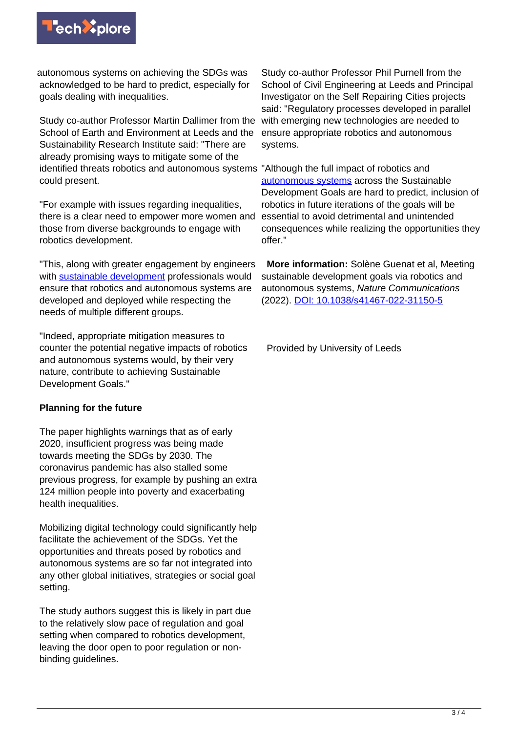autonomous systems on achieving the SDGs was acknowledged to be hard to predict, especially for goals dealing with inequalities.

Study co-author Professor Martin Dallimer from the School of Earth and Environment at Leeds and the Sustainability Research Institute said: "There are already promising ways to mitigate some of the identified threats robotics and autonomous systems could present.

"For example with issues regarding inequalities, there is a clear need to empower more women and those from diverse backgrounds to engage with robotics development.

"This, along with greater engagement by engineers with sustainable development professionals would ensure that robotics and autonomous systems are developed and deployed while respecting the needs of multiple different groups.

"Indeed, appropriate mitigation measures to counter the potential negative impacts of robotics and autonomous systems would, by their very nature, contribute to achieving Sustainable Development Goals."

**Planning for the future**

The paper highlights warnings that as of early 2020, insufficient progress was being made towards meeting the SDGs by 2030. The coronavirus pandemic has also stalled some previous progress, for example by pushing an extra 124 million people into poverty and exacerbating health inequalities.

Mobilizing digital technology could significantly help facilitate the achievement of the SDGs. Yet the opportunities and threats posed by robotics and autonomous systems are so far not integrated into any other global initiatives, strategies or social goal setting.

The study authors suggest this is likely in part due to the relatively slow pace of regulation and goal setting when compared to robotics development, leaving the door open to poor regulation or non-binding guidelines.

Study co-author Professor Phil Purnell from the School of Civil Engineering at Leeds and Principal Investigator on the Self Repairing Cities projects said: "Regulatory processes developed in parallel with emerging new technologies are needed to ensure appropriate robotics and autonomous systems.

"Although the full impact of robotics and autonomous systems across the Sustainable Development Goals are hard to predict, inclusion of robotics in future iterations of the goals will be essential to avoid detrimental and unintended consequences while realizing the opportunities they offer."

**More information:** Solène Guenat et al, Meeting sustainable development goals via robotics and autonomous systems, *Nature Communications* (2022). DOI: 10.1038/s41467-022-31150-5

Provided by University of Leeds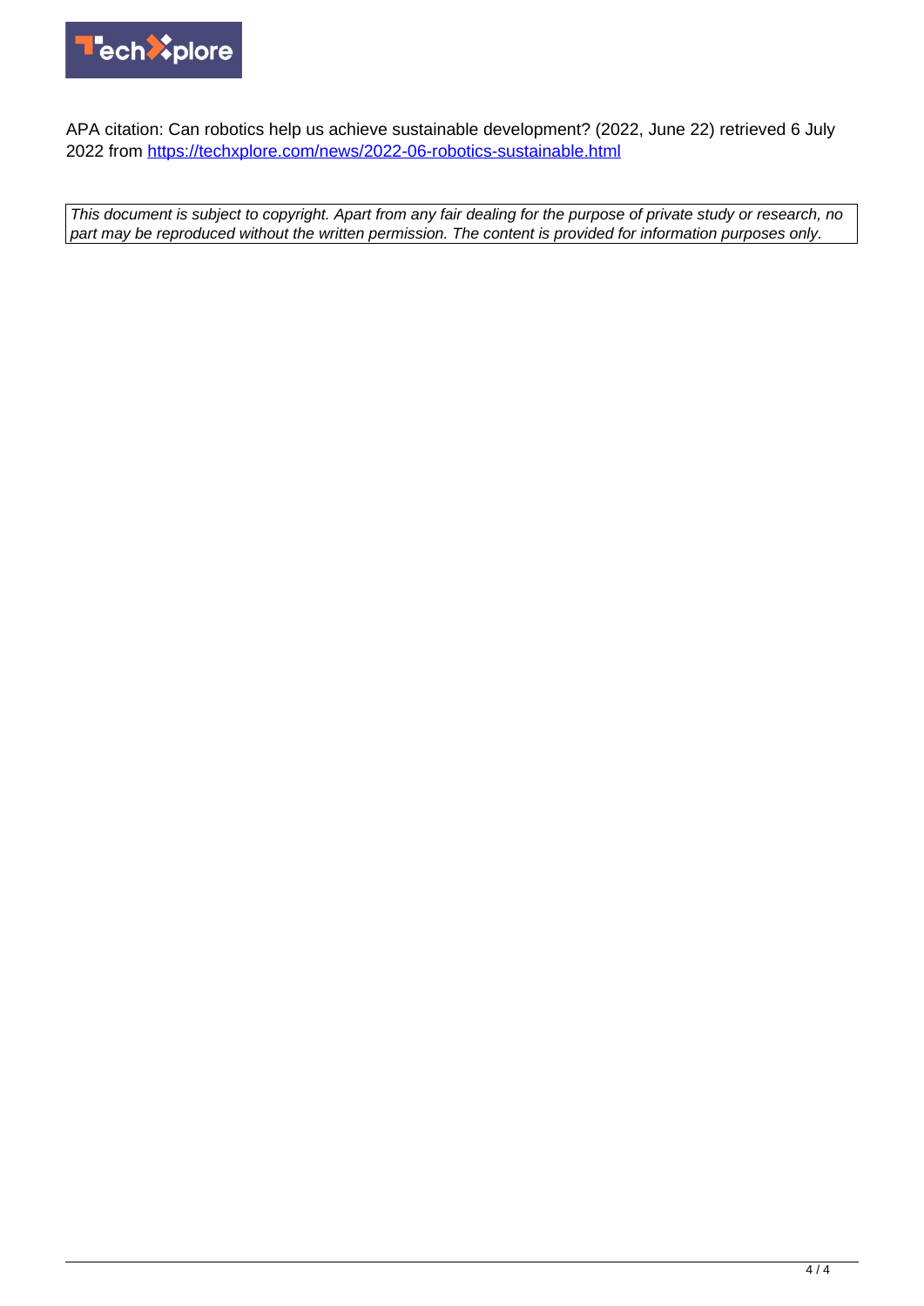APA citation: Can robotics help us achieve sustainable development? (2022, June 22) retrieved 6 July 2022 from https://techxplore.com/news/2022-06-robotics-sustainable.html

*This document is subject to copyright. Apart from any fair dealing for the purpose of private study or research, no part may be reproduced without the written permission. The content is provided for information purposes only.*